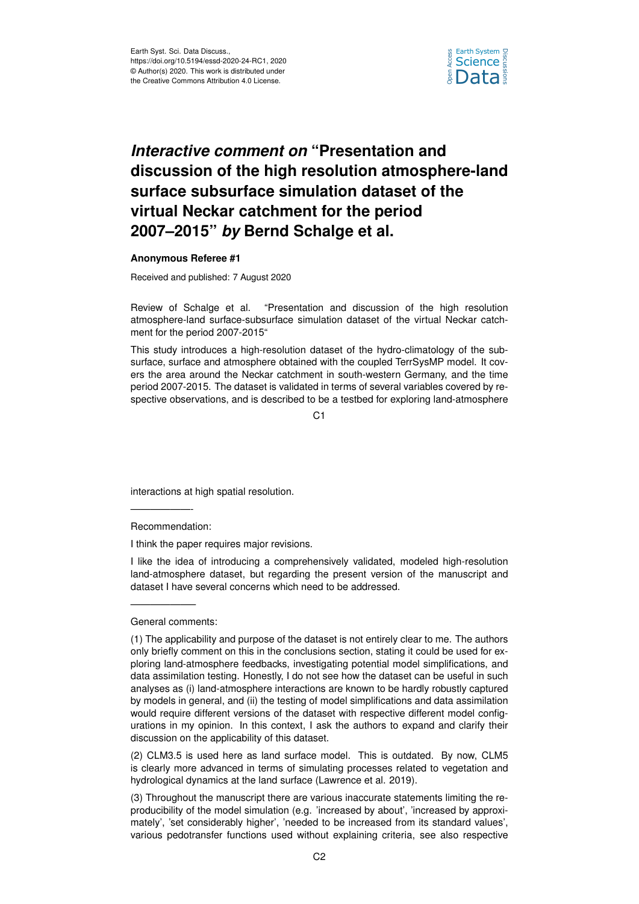# *Interactive comment on* "Presentation and discussion of the high resolution atmosphere-land surface subsurface simulation dataset of the virtual Neckar catchment for the period 2007–2015" *by* Bernd Schalge et al.

**Anonymous Referee #1**

Received and published: 7 August 2020

Review of Schalge et al. "Presentation and discussion of the high resolution atmosphere-land surface-subsurface simulation dataset of the virtual Neckar catchment for the period 2007-2015"

This study introduces a high-resolution dataset of the hydro-climatology of the subsurface, surface and atmosphere obtained with the coupled TerrSysMP model. It covers the area around the Neckar catchment in south-western Germany, and the time period 2007-2015. The dataset is validated in terms of several variables covered by respective observations, and is described to be a testbed for exploring land-atmosphere interactions at high spatial resolution.

---

Recommendation:

I think the paper requires major revisions.

I like the idea of introducing a comprehensively validated, modeled high-resolution land-atmosphere dataset, but regarding the present version of the manuscript and dataset I have several concerns which need to be addressed.

---

General comments:

(1) The applicability and purpose of the dataset is not entirely clear to me. The authors only briefly comment on this in the conclusions section, stating it could be used for exploring land-atmosphere feedbacks, investigating potential model simplifications, and data assimilation testing. Honestly, I do not see how the dataset can be useful in such analyses as (i) land-atmosphere interactions are known to be hardly robustly captured by models in general, and (ii) the testing of model simplifications and data assimilation would require different versions of the dataset with respective different model configurations in my opinion. In this context, I ask the authors to expand and clarify their discussion on the applicability of this dataset.

(2) CLM3.5 is used here as land surface model. This is outdated. By now, CLM5 is clearly more advanced in terms of simulating processes related to vegetation and hydrological dynamics at the land surface (Lawrence et al. 2019).

(3) Throughout the manuscript there are various inaccurate statements limiting the reproducibility of the model simulation (e.g. 'increased by about', 'increased by approximately', 'set considerably higher', 'needed to be increased from its standard values', various pedotransfer functions used without explaining criteria, see also respective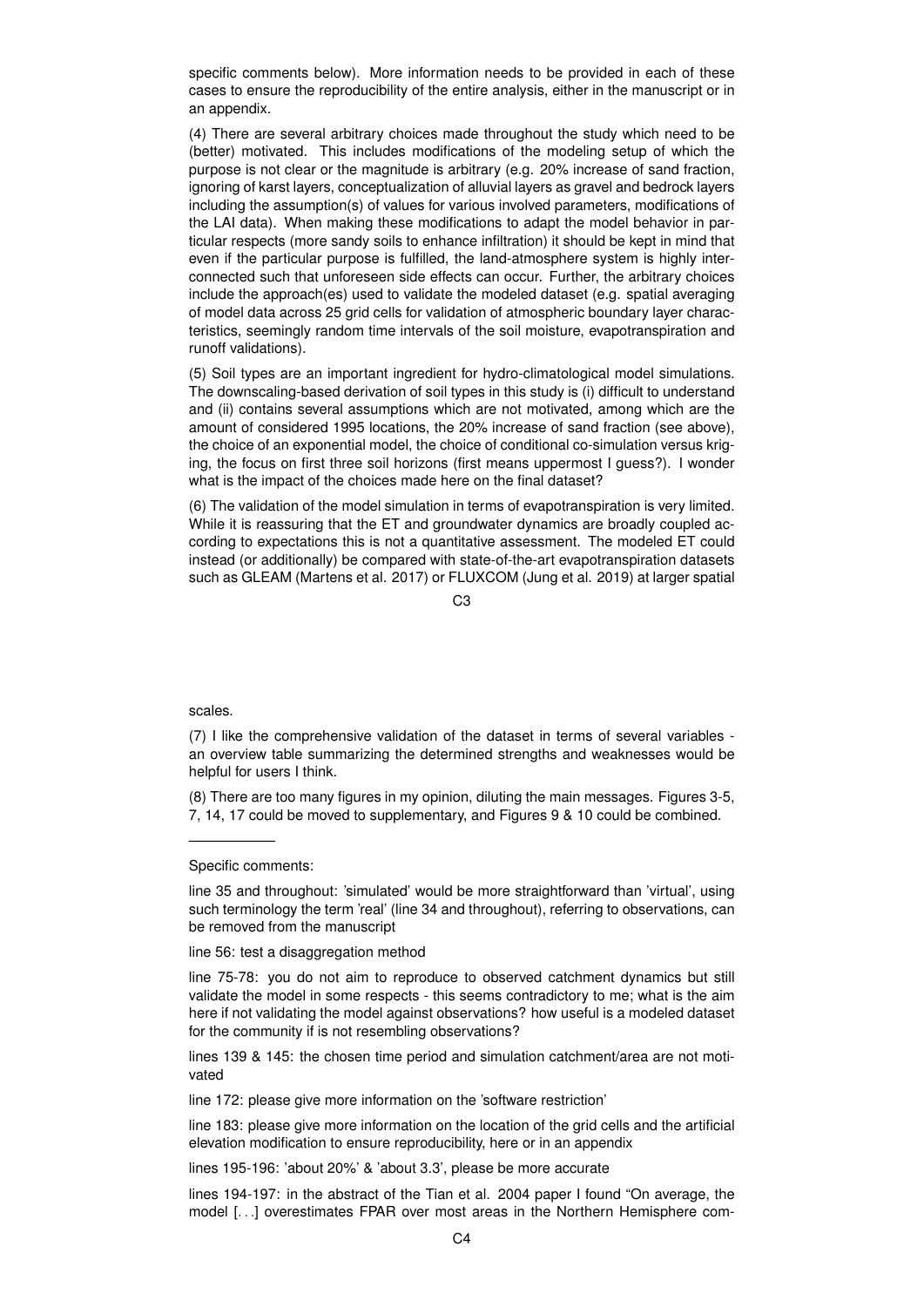specific comments below). More information needs to be provided in each of these cases to ensure the reproducibility of the entire analysis, either in the manuscript or in an appendix.

(4) There are several arbitrary choices made throughout the study which need to be (better) motivated. This includes modifications of the modeling setup of which the purpose is not clear or the magnitude is arbitrary (e.g. 20% increase of sand fraction, ignoring of karst layers, conceptualization of alluvial layers as gravel and bedrock layers including the assumption(s) of values for various involved parameters, modifications of the LAI data). When making these modifications to adapt the model behavior in particular respects (more sandy soils to enhance infiltration) it should be kept in mind that even if the particular purpose is fulfilled, the land-atmosphere system is highly interconnected such that unforeseen side effects can occur. Further, the arbitrary choices include the approach(es) used to validate the modeled dataset (e.g. spatial averaging of model data across 25 grid cells for validation of atmospheric boundary layer characteristics, seemingly random time intervals of the soil moisture, evapotranspiration and runoff validations).

(5) Soil types are an important ingredient for hydro-climatological model simulations. The downscaling-based derivation of soil types in this study is (i) difficult to understand and (ii) contains several assumptions which are not motivated, among which are the amount of considered 1995 locations, the 20% increase of sand fraction (see above), the choice of an exponential model, the choice of conditional co-simulation versus kriging, the focus on first three soil horizons (first means uppermost I guess?). I wonder what is the impact of the choices made here on the final dataset?

(6) The validation of the model simulation in terms of evapotranspiration is very limited. While it is reassuring that the ET and groundwater dynamics are broadly coupled according to expectations this is not a quantitative assessment. The modeled ET could instead (or additionally) be compared with state-of-the-art evapotranspiration datasets such as GLEAM (Martens et al. 2017) or FLUXCOM (Jung et al. 2019) at larger spatial scales.

(7) I like the comprehensive validation of the dataset in terms of several variables - an overview table summarizing the determined strengths and weaknesses would be helpful for users I think.

(8) There are too many figures in my opinion, diluting the main messages. Figures 3-5, 7, 14, 17 could be moved to supplementary, and Figures 9 & 10 could be combined.

---

Specific comments:

line 35 and throughout: 'simulated' would be more straightforward than 'virtual', using such terminology the term 'real' (line 34 and throughout), referring to observations, can be removed from the manuscript

line 56: test a disaggregation method

line 75-78: you do not aim to reproduce to observed catchment dynamics but still validate the model in some respects - this seems contradictory to me; what is the aim here if not validating the model against observations? how useful is a modeled dataset for the community if is not resembling observations?

lines 139 & 145: the chosen time period and simulation catchment/area are not motivated

line 172: please give more information on the 'software restriction'

line 183: please give more information on the location of the grid cells and the artificial elevation modification to ensure reproducibility, here or in an appendix

lines 195-196: 'about 20%' & 'about 3.3', please be more accurate

lines 194-197: in the abstract of the Tian et al. 2004 paper I found "On average, the model [...] overestimates FPAR over most areas in the Northern Hemisphere com-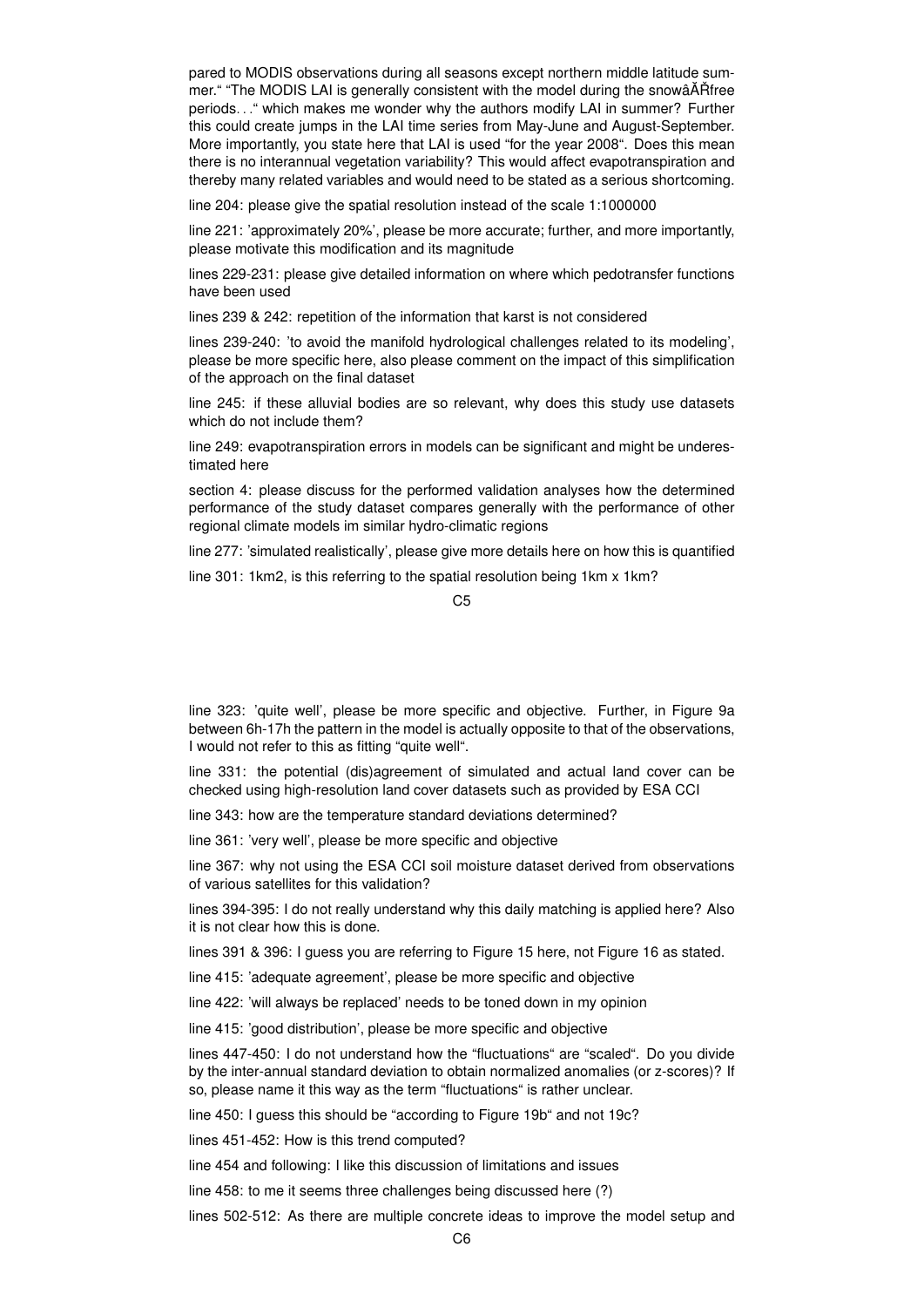pared to MODIS observations during all seasons except northern middle latitude summer." "The MODIS LAI is generally consistent with the model during the snowâĂŘfree periods..." which makes me wonder why the authors modify LAI in summer? Further this could create jumps in the LAI time series from May-June and August-September. More importantly, you state here that LAI is used "for the year 2008". Does this mean there is no interannual vegetation variability? This would affect evapotranspiration and thereby many related variables and would need to be stated as a serious shortcoming.

line 204: please give the spatial resolution instead of the scale 1:1000000

line 221: 'approximately 20%', please be more accurate; further, and more importantly, please motivate this modification and its magnitude

lines 229-231: please give detailed information on where which pedotransfer functions have been used

lines 239 & 242: repetition of the information that karst is not considered

lines 239-240: 'to avoid the manifold hydrological challenges related to its modeling', please be more specific here, also please comment on the impact of this simplification of the approach on the final dataset

line 245: if these alluvial bodies are so relevant, why does this study use datasets which do not include them?

line 249: evapotranspiration errors in models can be significant and might be underestimated here

section 4: please discuss for the performed validation analyses how the determined performance of the study dataset compares generally with the performance of other regional climate models im similar hydro-climatic regions

line 277: 'simulated realistically', please give more details here on how this is quantified

line 301: 1km2, is this referring to the spatial resolution being 1km x 1km?

line 323: 'quite well', please be more specific and objective. Further, in Figure 9a between 6h-17h the pattern in the model is actually opposite to that of the observations, I would not refer to this as fitting "quite well".

line 331: the potential (dis)agreement of simulated and actual land cover can be checked using high-resolution land cover datasets such as provided by ESA CCI

line 343: how are the temperature standard deviations determined?

line 361: 'very well', please be more specific and objective

line 367: why not using the ESA CCI soil moisture dataset derived from observations of various satellites for this validation?

lines 394-395: I do not really understand why this daily matching is applied here? Also it is not clear how this is done.

lines 391 & 396: I guess you are referring to Figure 15 here, not Figure 16 as stated.

line 415: 'adequate agreement', please be more specific and objective

line 422: 'will always be replaced' needs to be toned down in my opinion

line 415: 'good distribution', please be more specific and objective

lines 447-450: I do not understand how the "fluctuations" are "scaled". Do you divide by the inter-annual standard deviation to obtain normalized anomalies (or z-scores)? If so, please name it this way as the term "fluctuations" is rather unclear.

line 450: I guess this should be "according to Figure 19b" and not 19c?

lines 451-452: How is this trend computed?

line 454 and following: I like this discussion of limitations and issues

line 458: to me it seems three challenges being discussed here (?)

lines 502-512: As there are multiple concrete ideas to improve the model setup and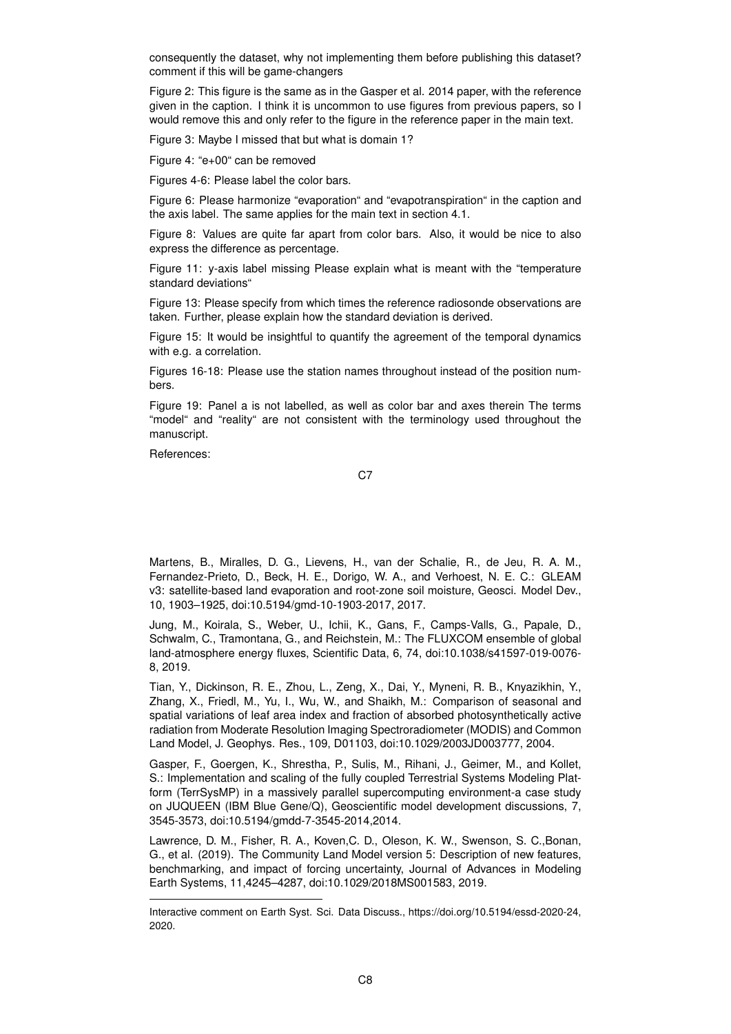consequently the dataset, why not implementing them before publishing this dataset? comment if this will be game-changers

Figure 2: This figure is the same as in the Gasper et al. 2014 paper, with the reference given in the caption. I think it is uncommon to use figures from previous papers, so I would remove this and only refer to the figure in the reference paper in the main text.

Figure 3: Maybe I missed that but what is domain 1?

Figure 4: "e+00" can be removed

Figures 4-6: Please label the color bars.

Figure 6: Please harmonize "evaporation" and "evapotranspiration" in the caption and the axis label. The same applies for the main text in section 4.1.

Figure 8: Values are quite far apart from color bars. Also, it would be nice to also express the difference as percentage.

Figure 11: y-axis label missing Please explain what is meant with the "temperature standard deviations"

Figure 13: Please specify from which times the reference radiosonde observations are taken. Further, please explain how the standard deviation is derived.

Figure 15: It would be insightful to quantify the agreement of the temporal dynamics with e.g. a correlation.

Figures 16-18: Please use the station names throughout instead of the position numbers.

Figure 19: Panel a is not labelled, as well as color bar and axes therein The terms "model" and "reality" are not consistent with the terminology used throughout the manuscript.

References:

Martens, B., Miralles, D. G., Lievens, H., van der Schalie, R., de Jeu, R. A. M., Fernandez-Prieto, D., Beck, H. E., Dorigo, W. A., and Verhoest, N. E. C.: GLEAM v3: satellite-based land evaporation and root-zone soil moisture, Geosci. Model Dev., 10, 1903–1925, doi:10.5194/gmd-10-1903-2017, 2017.

Jung, M., Koirala, S., Weber, U., Ichii, K., Gans, F., Camps-Valls, G., Papale, D., Schwalm, C., Tramontana, G., and Reichstein, M.: The FLUXCOM ensemble of global land-atmosphere energy fluxes, Scientific Data, 6, 74, doi:10.1038/s41597-019-0076-8, 2019.

Tian, Y., Dickinson, R. E., Zhou, L., Zeng, X., Dai, Y., Myneni, R. B., Knyazikhin, Y., Zhang, X., Friedl, M., Yu, I., Wu, W., and Shaikh, M.: Comparison of seasonal and spatial variations of leaf area index and fraction of absorbed photosynthetically active radiation from Moderate Resolution Imaging Spectroradiometer (MODIS) and Common Land Model, J. Geophys. Res., 109, D01103, doi:10.1029/2003JD003777, 2004.

Gasper, F., Goergen, K., Shrestha, P., Sulis, M., Rihani, J., Geimer, M., and Kollet, S.: Implementation and scaling of the fully coupled Terrestrial Systems Modeling Platform (TerrSysMP) in a massively parallel supercomputing environment-a case study on JUQUEEN (IBM Blue Gene/Q), Geoscientific model development discussions, 7, 3545-3573, doi:10.5194/gmdd-7-3545-2014,2014.

Lawrence, D. M., Fisher, R. A., Koven,C. D., Oleson, K. W., Swenson, S. C.,Bonan, G., et al. (2019). The Community Land Model version 5: Description of new features, benchmarking, and impact of forcing uncertainty, Journal of Advances in Modeling Earth Systems, 11,4245–4287, doi:10.1029/2018MS001583, 2019.

---

Interactive comment on Earth Syst. Sci. Data Discuss., https://doi.org/10.5194/essd-2020-24, 2020.